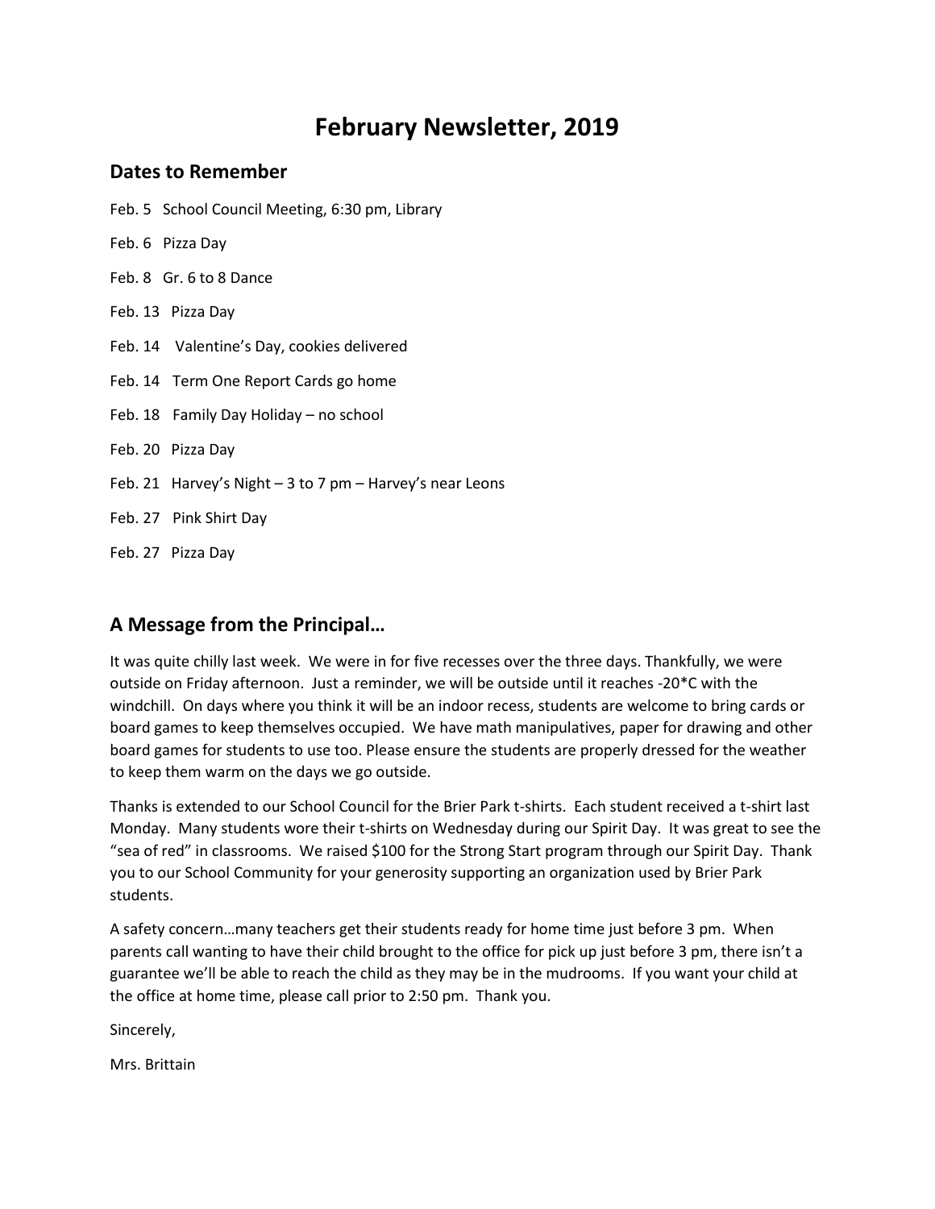# February Newsletter, 2019

## Dates to Remember

Feb. 5 School Council Meeting, 6:30 pm, Library

Feb. 6 Pizza Day

Feb. 8 Gr. 6 to 8 Dance

Feb. 13 Pizza Day

Feb. 14 Valentine's Day, cookies delivered

Feb. 14 Term One Report Cards go home

Feb. 18 Family Day Holiday – no school

Feb. 20 Pizza Day

Feb. 21 Harvey's Night – 3 to 7 pm – Harvey's near Leons

Feb. 27 Pink Shirt Day

Feb. 27 Pizza Day

## A Message from the Principal…

It was quite chilly last week. We were in for five recesses over the three days. Thankfully, we were outside on Friday afternoon. Just a reminder, we will be outside until it reaches -20*C with the windchill. On days where you think it will be an indoor recess, students are welcome to bring cards or board games to keep themselves occupied. We have math manipulatives, paper for drawing and other board games for students to use too. Please ensure the students are properly dressed for the weather to keep them warm on the days we go outside.

Thanks is extended to our School Council for the Brier Park t-shirts. Each student received a t-shirt last Monday. Many students wore their t-shirts on Wednesday during our Spirit Day. It was great to see the "sea of red" in classrooms. We raised $100 for the Strong Start program through our Spirit Day. Thank you to our School Community for your generosity supporting an organization used by Brier Park students.

A safety concern…many teachers get their students ready for home time just before 3 pm. When parents call wanting to have their child brought to the office for pick up just before 3 pm, there isn't a guarantee we'll be able to reach the child as they may be in the mudrooms. If you want your child at the office at home time, please call prior to 2:50 pm. Thank you.

Sincerely,

Mrs. Brittain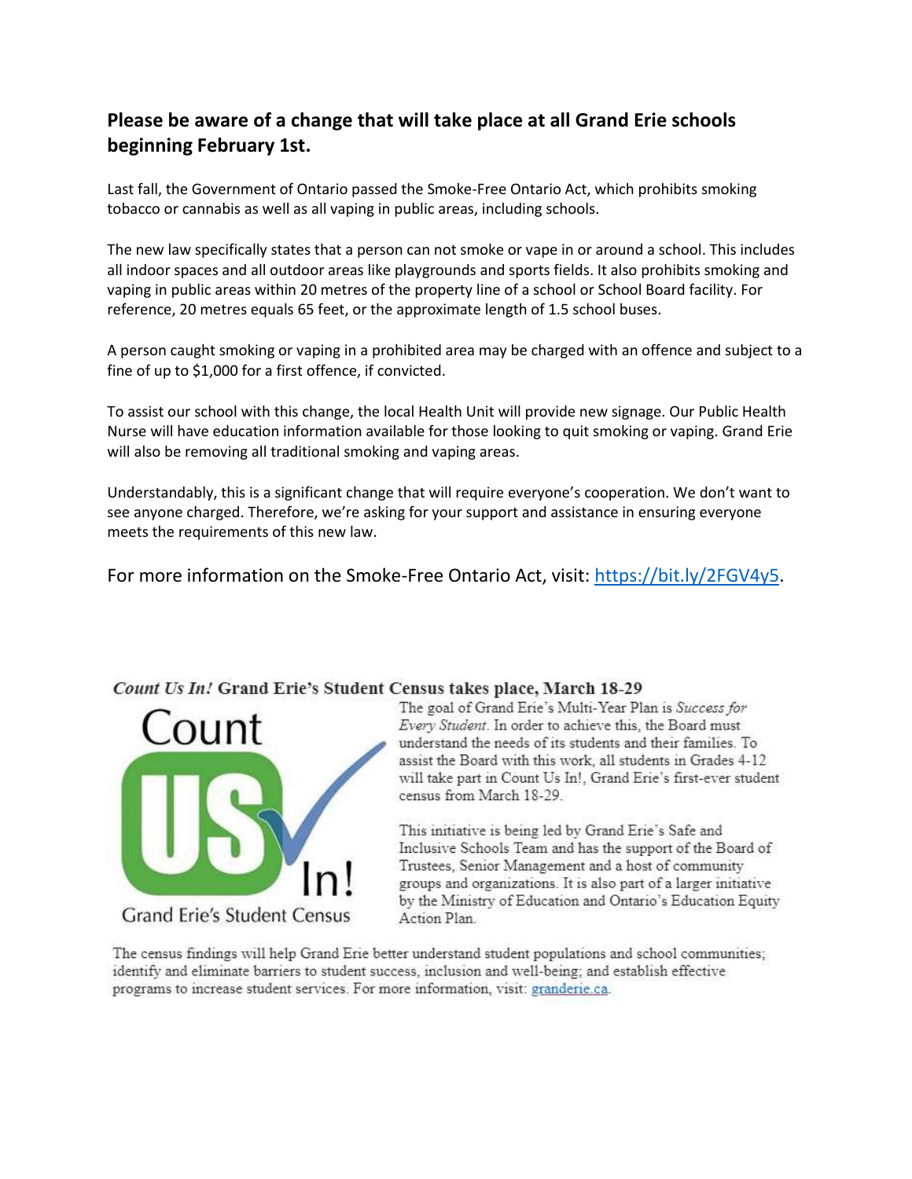## Please be aware of a change that will take place at all Grand Erie schools beginning February 1st.

Last fall, the Government of Ontario passed the Smoke-Free Ontario Act, which prohibits smoking tobacco or cannabis as well as all vaping in public areas, including schools.

The new law specifically states that a person can not smoke or vape in or around a school. This includes all indoor spaces and all outdoor areas like playgrounds and sports fields. It also prohibits smoking and vaping in public areas within 20 metres of the property line of a school or School Board facility. For reference, 20 metres equals 65 feet, or the approximate length of 1.5 school buses.

A person caught smoking or vaping in a prohibited area may be charged with an offence and subject to a fine of up to $1,000 for a first offence, if convicted.

To assist our school with this change, the local Health Unit will provide new signage. Our Public Health Nurse will have education information available for those looking to quit smoking or vaping. Grand Erie will also be removing all traditional smoking and vaping areas.

Understandably, this is a significant change that will require everyone's cooperation. We don't want to see anyone charged. Therefore, we're asking for your support and assistance in ensuring everyone meets the requirements of this new law.

For more information on the Smoke-Free Ontario Act, visit: https://bit.ly/2FGV4y5.

### *Count Us In!* Grand Erie's Student Census takes place, March 18-29

Count US In!
Grand Erie's Student Census

The goal of Grand Erie's Multi-Year Plan is *Success for Every Student*. In order to achieve this, the Board must understand the needs of its students and their families. To assist the Board with this work, all students in Grades 4-12 will take part in Count Us In!, Grand Erie's first-ever student census from March 18-29.

This initiative is being led by Grand Erie's Safe and Inclusive Schools Team and has the support of the Board of Trustees, Senior Management and a host of community groups and organizations. It is also part of a larger initiative by the Ministry of Education and Ontario's Education Equity Action Plan.

The census findings will help Grand Erie better understand student populations and school communities; identify and eliminate barriers to student success, inclusion and well-being; and establish effective programs to increase student services. For more information, visit: granderie.ca.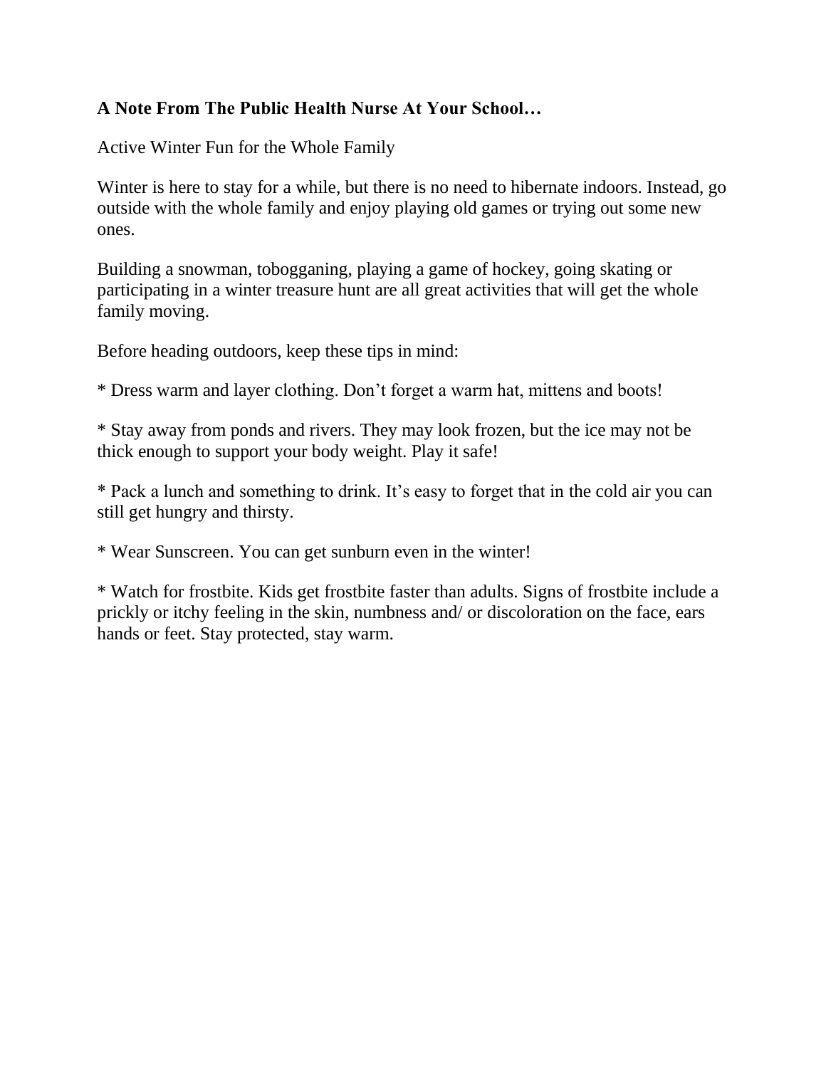**A Note From The Public Health Nurse At Your School…**

Active Winter Fun for the Whole Family

Winter is here to stay for a while, but there is no need to hibernate indoors. Instead, go outside with the whole family and enjoy playing old games or trying out some new ones.

Building a snowman, tobogganing, playing a game of hockey, going skating or participating in a winter treasure hunt are all great activities that will get the whole family moving.

Before heading outdoors, keep these tips in mind:

* Dress warm and layer clothing. Don't forget a warm hat, mittens and boots!

* Stay away from ponds and rivers. They may look frozen, but the ice may not be thick enough to support your body weight. Play it safe!

* Pack a lunch and something to drink. It's easy to forget that in the cold air you can still get hungry and thirsty.

* Wear Sunscreen. You can get sunburn even in the winter!

* Watch for frostbite. Kids get frostbite faster than adults. Signs of frostbite include a prickly or itchy feeling in the skin, numbness and/ or discoloration on the face, ears hands or feet. Stay protected, stay warm.